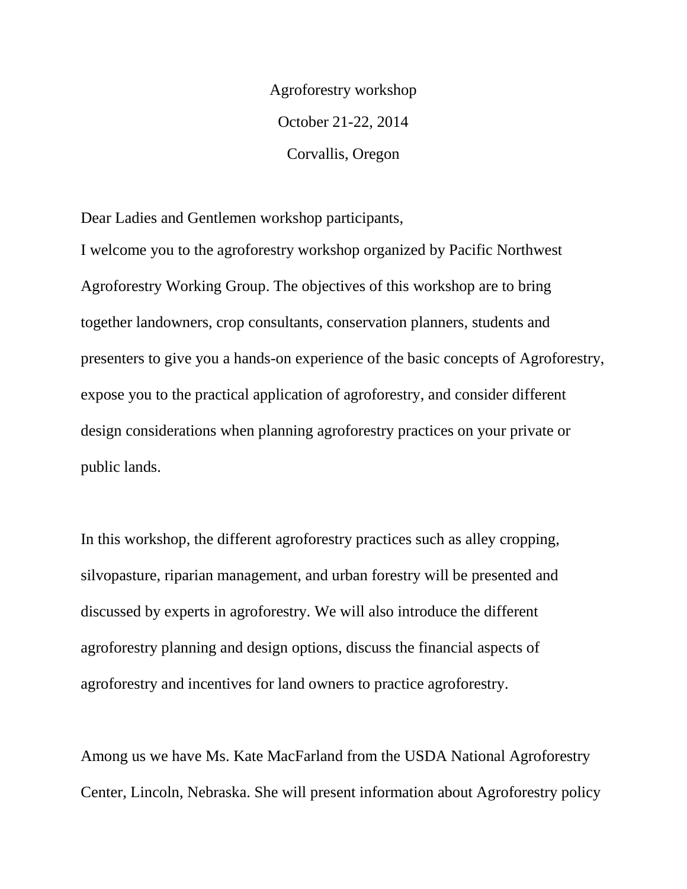Agroforestry workshop

October 21-22, 2014

Corvallis, Oregon

Dear Ladies and Gentlemen workshop participants,

I welcome you to the agroforestry workshop organized by Pacific Northwest Agroforestry Working Group. The objectives of this workshop are to bring together landowners, crop consultants, conservation planners, students and presenters to give you a hands-on experience of the basic concepts of Agroforestry, expose you to the practical application of agroforestry, and consider different design considerations when planning agroforestry practices on your private or public lands.

In this workshop, the different agroforestry practices such as alley cropping, silvopasture, riparian management, and urban forestry will be presented and discussed by experts in agroforestry. We will also introduce the different agroforestry planning and design options, discuss the financial aspects of agroforestry and incentives for land owners to practice agroforestry.

Among us we have Ms. Kate MacFarland from the USDA National Agroforestry Center, Lincoln, Nebraska. She will present information about Agroforestry policy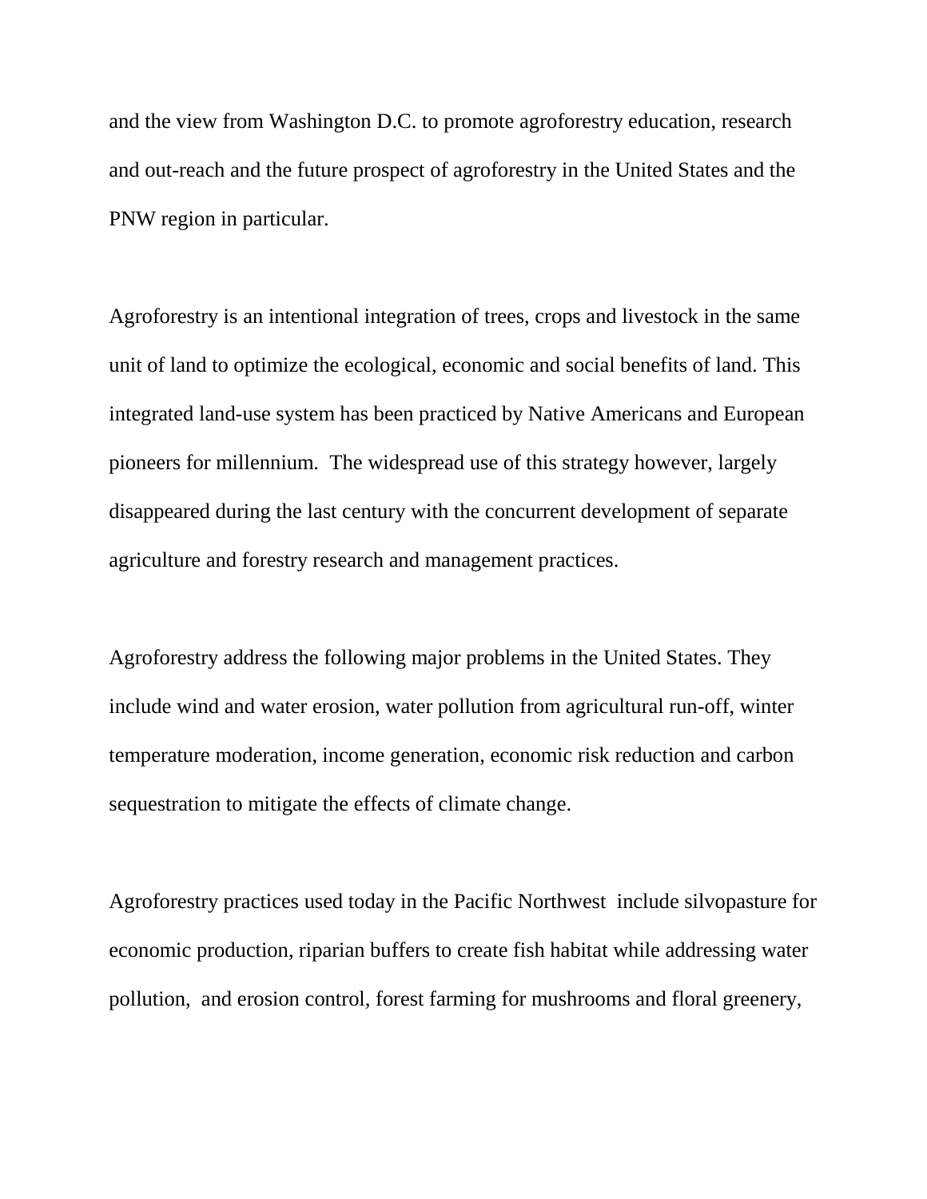and the view from Washington D.C. to promote agroforestry education, research and out-reach and the future prospect of agroforestry in the United States and the PNW region in particular.

Agroforestry is an intentional integration of trees, crops and livestock in the same unit of land to optimize the ecological, economic and social benefits of land. This integrated land-use system has been practiced by Native Americans and European pioneers for millennium.  The widespread use of this strategy however, largely disappeared during the last century with the concurrent development of separate agriculture and forestry research and management practices.

Agroforestry address the following major problems in the United States. They include wind and water erosion, water pollution from agricultural run-off, winter temperature moderation, income generation, economic risk reduction and carbon sequestration to mitigate the effects of climate change.

Agroforestry practices used today in the Pacific Northwest  include silvopasture for economic production, riparian buffers to create fish habitat while addressing water pollution,  and erosion control, forest farming for mushrooms and floral greenery,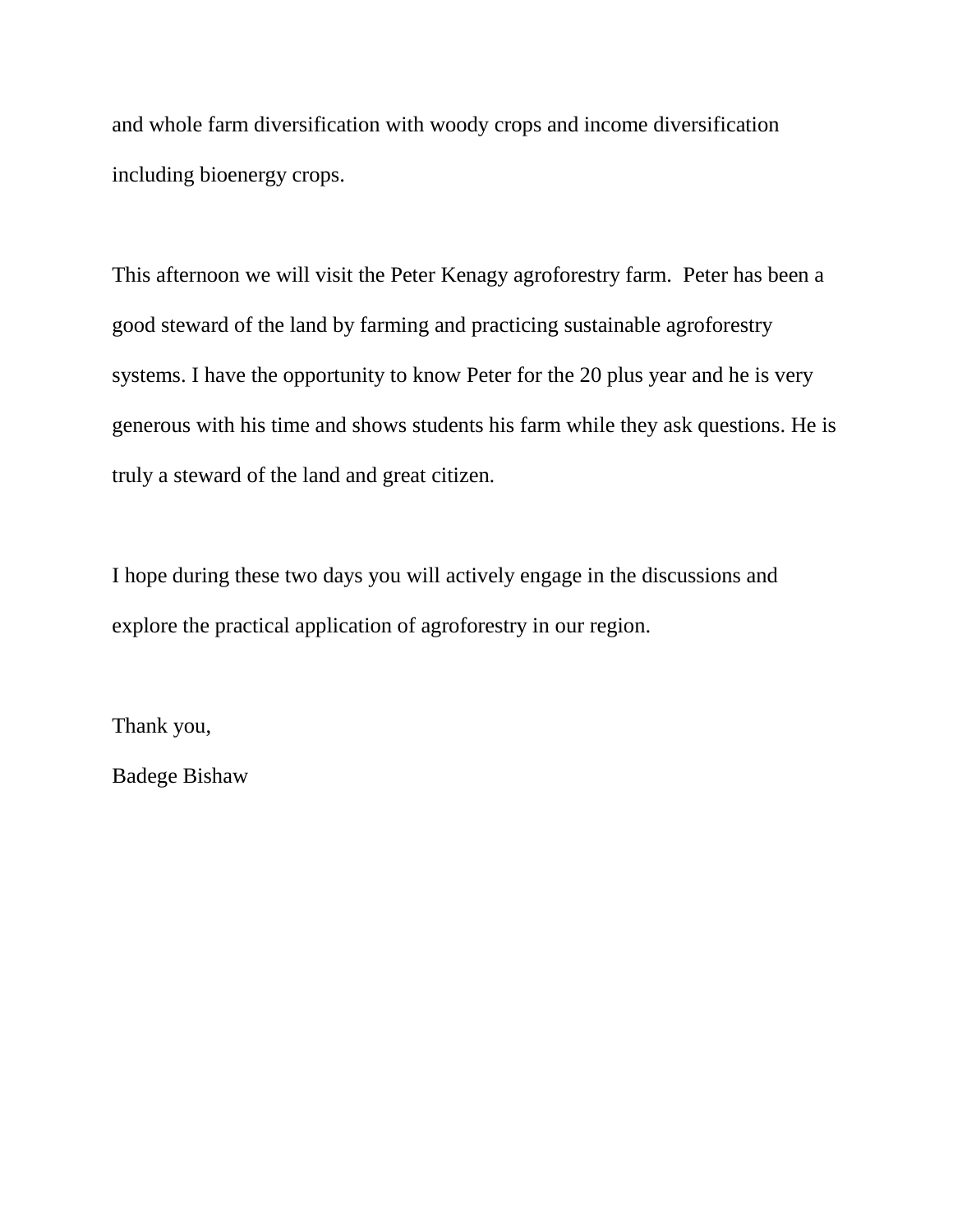and whole farm diversification with woody crops and income diversification including bioenergy crops.

This afternoon we will visit the Peter Kenagy agroforestry farm. Peter has been a good steward of the land by farming and practicing sustainable agroforestry systems. I have the opportunity to know Peter for the 20 plus year and he is very generous with his time and shows students his farm while they ask questions. He is truly a steward of the land and great citizen.

I hope during these two days you will actively engage in the discussions and explore the practical application of agroforestry in our region.

Thank you,

Badege Bishaw